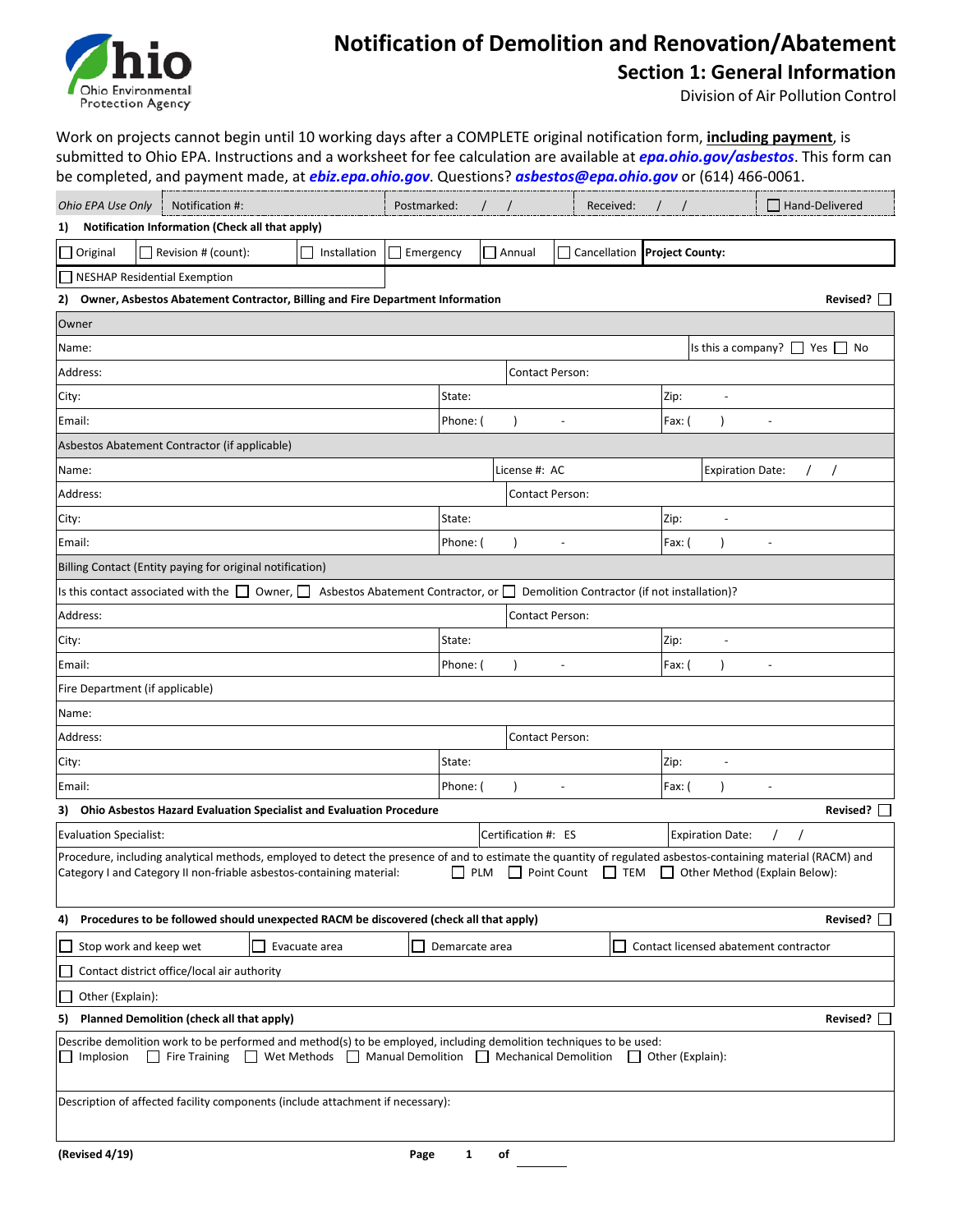# Notification of Demolition and Renovation/Abatement

## Section 1: General Information

Division of Air Pollution Control

Ohio Environmental Protection Agency

Work on projects cannot begin until 10 working days after a COMPLETE original notification form, **including payment**, is submitted to Ohio EPA. Instructions and a worksheet for fee calculation are available at ***epa.ohio.gov/asbestos***. This form can be completed, and payment made, at ***ebiz.epa.ohio.gov***. Questions? ***asbestos@epa.ohio.gov*** or (614) 466-0061.

| | | | | |
|---|---|---|---|---|
| *Ohio EPA Use Only* | Notification #: | Postmarked: / / | Received: / / | ☐ Hand-Delivered |

**1) Notification Information (Check all that apply)**

| | | | | | | |
|---|---|---|---|---|---|---|
| ☐ Original | ☐ Revision # (count): | ☐ Installation | ☐ Emergency | ☐ Annual | ☐ Cancellation | **Project County:** |
| ☐ NESHAP Residential Exemption | | | | | | |

**2) Owner, Asbestos Abatement Contractor, Billing and Fire Department Information** — **Revised?** ☐

**Owner**

| | | |
|---|---|---|
| Name: | | Is this a company? ☐ Yes ☐ No |
| Address: | Contact Person: | |
| City: | State: | Zip: - |
| Email: | Phone: ( ) - | Fax: ( ) - |

**Asbestos Abatement Contractor (if applicable)**

| | | |
|---|---|---|
| Name: | License #: AC | Expiration Date: / / |
| Address: | Contact Person: | |
| City: | State: | Zip: - |
| Email: | Phone: ( ) - | Fax: ( ) - |

**Billing Contact (Entity paying for original notification)**

Is this contact associated with the ☐ Owner, ☐ Asbestos Abatement Contractor, or ☐ Demolition Contractor (if not installation)?

| | | |
|---|---|---|
| Address: | Contact Person: | |
| City: | State: | Zip: - |
| Email: | Phone: ( ) - | Fax: ( ) - |

**Fire Department (if applicable)**

| | | |
|---|---|---|
| Name: | | |
| Address: | Contact Person: | |
| City: | State: | Zip: - |
| Email: | Phone: ( ) - | Fax: ( ) - |

**3) Ohio Asbestos Hazard Evaluation Specialist and Evaluation Procedure** — **Revised?** ☐

| | | |
|---|---|---|
| Evaluation Specialist: | Certification #: ES | Expiration Date: / / |

Procedure, including analytical methods, employed to detect the presence of and to estimate the quantity of regulated asbestos-containing material (RACM) and Category I and Category II non-friable asbestos-containing material: ☐ PLM ☐ Point Count ☐ TEM ☐ Other Method (Explain Below):

**4) Procedures to be followed should unexpected RACM be discovered (check all that apply)** — **Revised?** ☐

| | | | |
|---|---|---|---|
| ☐ Stop work and keep wet | ☐ Evacuate area | ☐ Demarcate area | ☐ Contact licensed abatement contractor |
| ☐ Contact district office/local air authority | | | |
| ☐ Other (Explain): | | | |

**5) Planned Demolition (check all that apply)** — **Revised?** ☐

Describe demolition work to be performed and method(s) to be employed, including demolition techniques to be used:
☐ Implosion ☐ Fire Training ☐ Wet Methods ☐ Manual Demolition ☐ Mechanical Demolition ☐ Other (Explain):

Description of affected facility components (include attachment if necessary):

(Revised 4/19)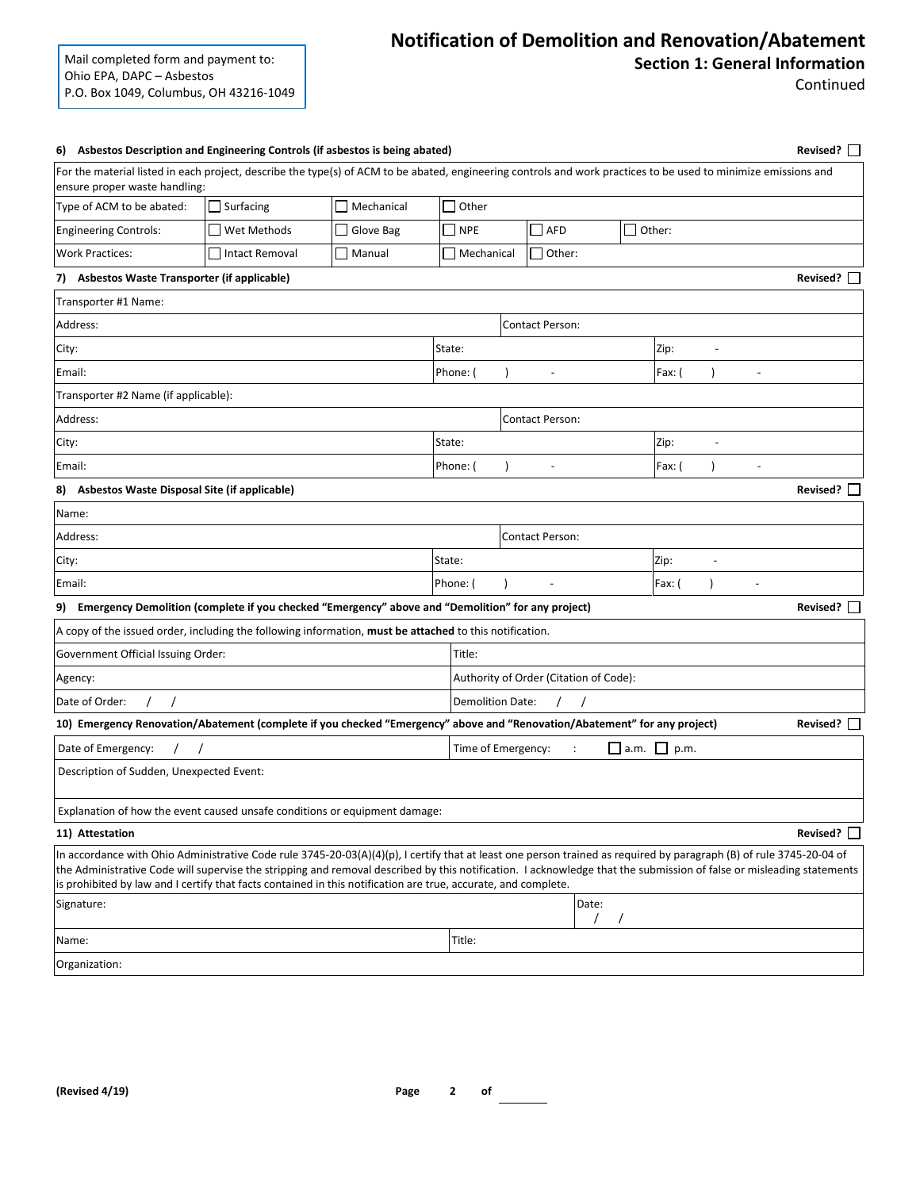Mail completed form and payment to:
Ohio EPA, DAPC – Asbestos
P.O. Box 1049, Columbus, OH 43216-1049

# Notification of Demolition and Renovation/Abatement

## Section 1: General Information

Continued

**6) Asbestos Description and Engineering Controls (if asbestos is being abated)** Revised? ☐

For the material listed in each project, describe the type(s) of ACM to be abated, engineering controls and work practices to be used to minimize emissions and ensure proper waste handling:

| | | | | | |
|---|---|---|---|---|---|
| Type of ACM to be abated: | ☐ Surfacing | ☐ Mechanical | ☐ Other | | |
| Engineering Controls: | ☐ Wet Methods | ☐ Glove Bag | ☐ NPE | ☐ AFD | ☐ Other: |
| Work Practices: | ☐ Intact Removal | ☐ Manual | ☐ Mechanical | ☐ Other: | |

**7) Asbestos Waste Transporter (if applicable)** Revised? ☐

| | | |
|---|---|---|
| Transporter #1 Name: | | |
| Address: | Contact Person: | |
| City: | State: | Zip: - |
| Email: | Phone: ( ) - | Fax: ( ) - |
| Transporter #2 Name (if applicable): | | |
| Address: | Contact Person: | |
| City: | State: | Zip: - |
| Email: | Phone: ( ) - | Fax: ( ) - |

**8) Asbestos Waste Disposal Site (if applicable)** Revised? ☐

| | | |
|---|---|---|
| Name: | | |
| Address: | Contact Person: | |
| City: | State: | Zip: - |
| Email: | Phone: ( ) - | Fax: ( ) - |

**9) Emergency Demolition (complete if you checked "Emergency" above and "Demolition" for any project)** Revised? ☐

A copy of the issued order, including the following information, **must be attached** to this notification.

| | |
|---|---|
| Government Official Issuing Order: | Title: |
| Agency: | Authority of Order (Citation of Code): |
| Date of Order: / / | Demolition Date: / / |

**10) Emergency Renovation/Abatement (complete if you checked "Emergency" above and "Renovation/Abatement" for any project)** Revised? ☐

| | |
|---|---|
| Date of Emergency: / / | Time of Emergency: : ☐ a.m. ☐ p.m. |
| Description of Sudden, Unexpected Event: | |
| Explanation of how the event caused unsafe conditions or equipment damage: | |

**11) Attestation** Revised? ☐

In accordance with Ohio Administrative Code rule 3745-20-03(A)(4)(p), I certify that at least one person trained as required by paragraph (B) of rule 3745-20-04 of the Administrative Code will supervise the stripping and removal described by this notification. I acknowledge that the submission of false or misleading statements is prohibited by law and I certify that facts contained in this notification are true, accurate, and complete.

| | |
|---|---|
| Signature: | Date: / / |
| Name: | Title: |
| Organization: | |

(Revised 4/19)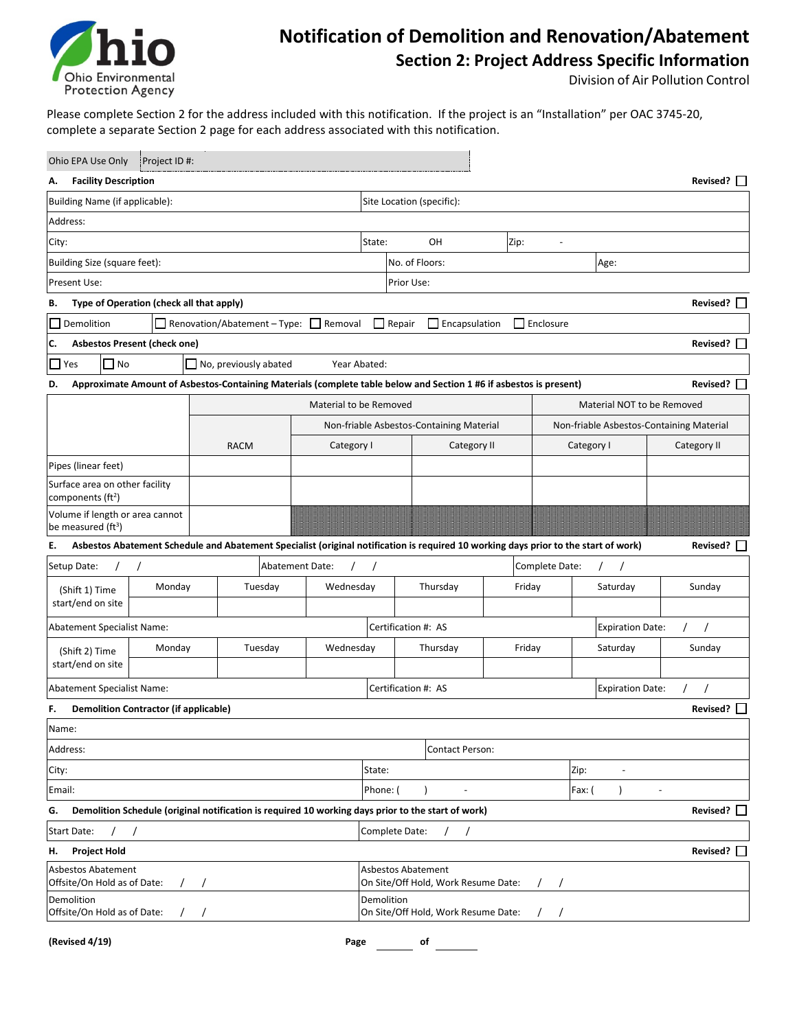# Notification of Demolition and Renovation/Abatement

## Section 2: Project Address Specific Information

Division of Air Pollution Control

Please complete Section 2 for the address included with this notification. If the project is an "Installation" per OAC 3745-20, complete a separate Section 2 page for each address associated with this notification.

| Ohio EPA Use Only | Project ID #: |
|---|---|

### A. Facility Description — Revised? ☐

| | | | |
|---|---|---|---|
| Building Name (if applicable): | | Site Location (specific): | |
| Address: | | | |
| City: | State: OH | Zip: - | |
| Building Size (square feet): | | No. of Floors: | Age: |
| Present Use: | | Prior Use: | |

### B. Type of Operation (check all that apply) — Revised? ☐

☐ Demolition ☐ Renovation/Abatement – Type: ☐ Removal ☐ Repair ☐ Encapsulation ☐ Enclosure

### C. Asbestos Present (check one) — Revised? ☐

☐ Yes ☐ No ☐ No, previously abated Year Abated:

### D. Approximate Amount of Asbestos-Containing Materials (complete table below and Section 1 #6 if asbestos is present) — Revised? ☐

| | Material to be Removed | | | Material NOT to be Removed | |
|---|---|---|---|---|---|
| | | Non-friable Asbestos-Containing Material | | Non-friable Asbestos-Containing Material | |
| | RACM | Category I | Category II | Category I | Category II |
| Pipes (linear feet) | | | | | |
| Surface area on other facility components ($ft^2$) | | | | | |
| Volume if length or area cannot be measured ($ft^3$) | | | | | |

### E. Asbestos Abatement Schedule and Abatement Specialist (original notification is required 10 working days prior to the start of work) — Revised? ☐

Setup Date: / / Abatement Date: / / Complete Date: / /

| | Monday | Tuesday | Wednesday | Thursday | Friday | Saturday | Sunday |
|---|---|---|---|---|---|---|---|
| (Shift 1) Time start/end on site | | | | | | | |

Abatement Specialist Name: Certification #: AS Expiration Date: / /

| | Monday | Tuesday | Wednesday | Thursday | Friday | Saturday | Sunday |
|---|---|---|---|---|---|---|---|
| (Shift 2) Time start/end on site | | | | | | | |

Abatement Specialist Name: Certification #: AS Expiration Date: / /

### F. Demolition Contractor (if applicable) — Revised? ☐

| | | |
|---|---|---|
| Name: | | |
| Address: | Contact Person: | |
| City: | State: | Zip: - |
| Email: | Phone: ( ) - | Fax: ( ) - |

### G. Demolition Schedule (original notification is required 10 working days prior to the start of work) — Revised? ☐

Start Date: / / Complete Date: / /

### H. Project Hold — Revised? ☐

| | |
|---|---|
| Asbestos Abatement Offsite/On Hold as of Date: / / | Asbestos Abatement On Site/Off Hold, Work Resume Date: / / |
| Demolition Offsite/On Hold as of Date: / / | Demolition On Site/Off Hold, Work Resume Date: / / |

(Revised 4/19)